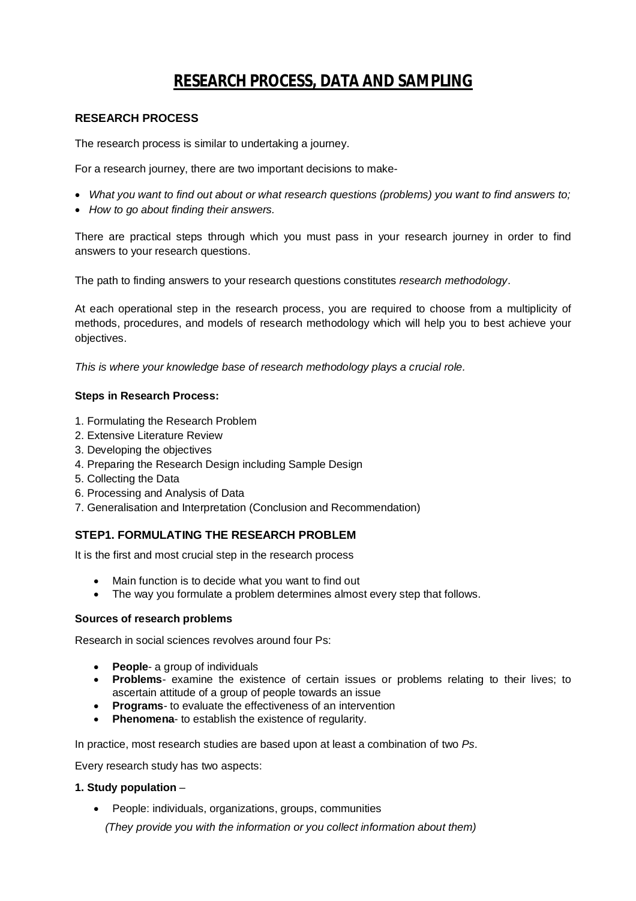# RESEARCH PROCESS, DATA AND SAMPLING

## RESEARCH PROCESS

The research process is similar to undertaking a journey.

For a research journey, there are two important decisions to make-

- *What you want to find out about or what research questions (problems) you want to find answers to;*
- *How to go about finding their answers.*

There are practical steps through which you must pass in your research journey in order to find answers to your research questions.

The path to finding answers to your research questions constitutes *research methodology*.

At each operational step in the research process, you are required to choose from a multiplicity of methods, procedures, and models of research methodology which will help you to best achieve your objectives.

*This is where your knowledge base of research methodology plays a crucial role.*

**Steps in Research Process:**

1. Formulating the Research Problem
2. Extensive Literature Review
3. Developing the objectives
4. Preparing the Research Design including Sample Design
5. Collecting the Data
6. Processing and Analysis of Data
7. Generalisation and Interpretation (Conclusion and Recommendation)

### STEP1. FORMULATING THE RESEARCH PROBLEM

It is the first and most crucial step in the research process

- Main function is to decide what you want to find out
- The way you formulate a problem determines almost every step that follows.

**Sources of research problems**

Research in social sciences revolves around four Ps:

- **People**- a group of individuals
- **Problems**- examine the existence of certain issues or problems relating to their lives; to ascertain attitude of a group of people towards an issue
- **Programs**- to evaluate the effectiveness of an intervention
- **Phenomena**- to establish the existence of regularity.

In practice, most research studies are based upon at least a combination of two *Ps*.

Every research study has two aspects:

**1. Study population** –

- People: individuals, organizations, groups, communities

  *(They provide you with the information or you collect information about them)*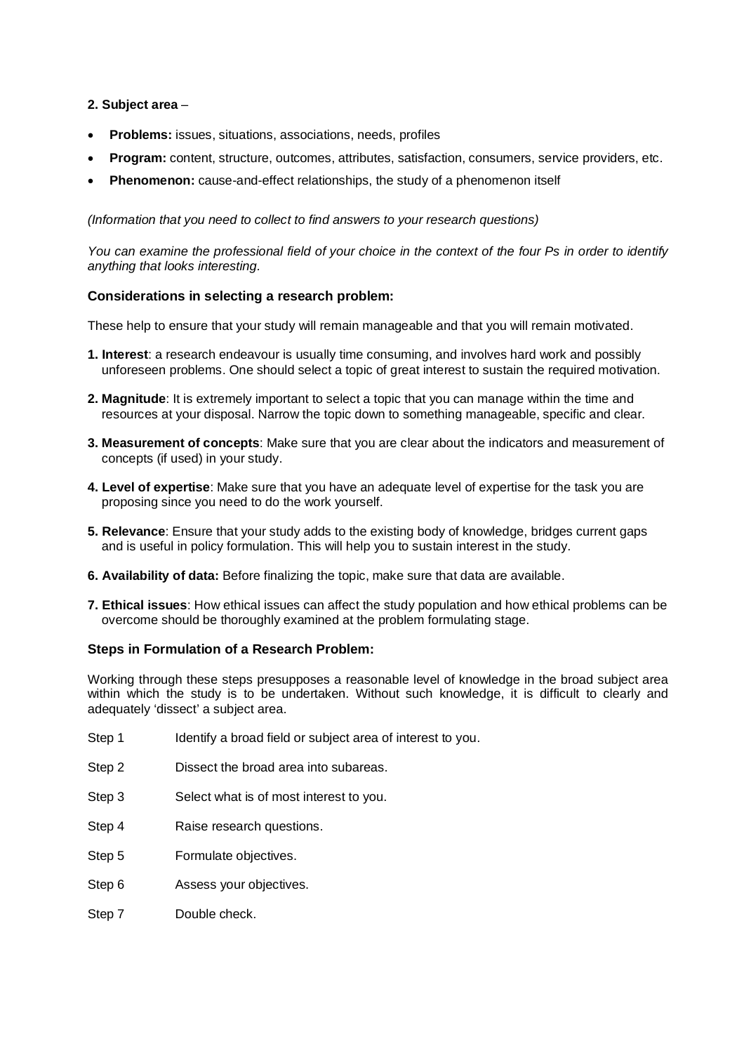**2. Subject area** –

- **Problems:** issues, situations, associations, needs, profiles
- **Program:** content, structure, outcomes, attributes, satisfaction, consumers, service providers, etc.
- **Phenomenon:** cause-and-effect relationships, the study of a phenomenon itself

*(Information that you need to collect to find answers to your research questions)*

*You can examine the professional field of your choice in the context of the four Ps in order to identify anything that looks interesting.*

**Considerations in selecting a research problem:**

These help to ensure that your study will remain manageable and that you will remain motivated.

**1. Interest**: a research endeavour is usually time consuming, and involves hard work and possibly unforeseen problems. One should select a topic of great interest to sustain the required motivation.

**2. Magnitude**: It is extremely important to select a topic that you can manage within the time and resources at your disposal. Narrow the topic down to something manageable, specific and clear.

**3. Measurement of concepts**: Make sure that you are clear about the indicators and measurement of concepts (if used) in your study.

**4. Level of expertise**: Make sure that you have an adequate level of expertise for the task you are proposing since you need to do the work yourself.

**5. Relevance**: Ensure that your study adds to the existing body of knowledge, bridges current gaps and is useful in policy formulation. This will help you to sustain interest in the study.

**6. Availability of data:** Before finalizing the topic, make sure that data are available.

**7. Ethical issues**: How ethical issues can affect the study population and how ethical problems can be overcome should be thoroughly examined at the problem formulating stage.

**Steps in Formulation of a Research Problem:**

Working through these steps presupposes a reasonable level of knowledge in the broad subject area within which the study is to be undertaken. Without such knowledge, it is difficult to clearly and adequately 'dissect' a subject area.

Step 1 Identify a broad field or subject area of interest to you.

Step 2 Dissect the broad area into subareas.

Step 3 Select what is of most interest to you.

Step 4 Raise research questions.

Step 5 Formulate objectives.

Step 6 Assess your objectives.

Step 7 Double check.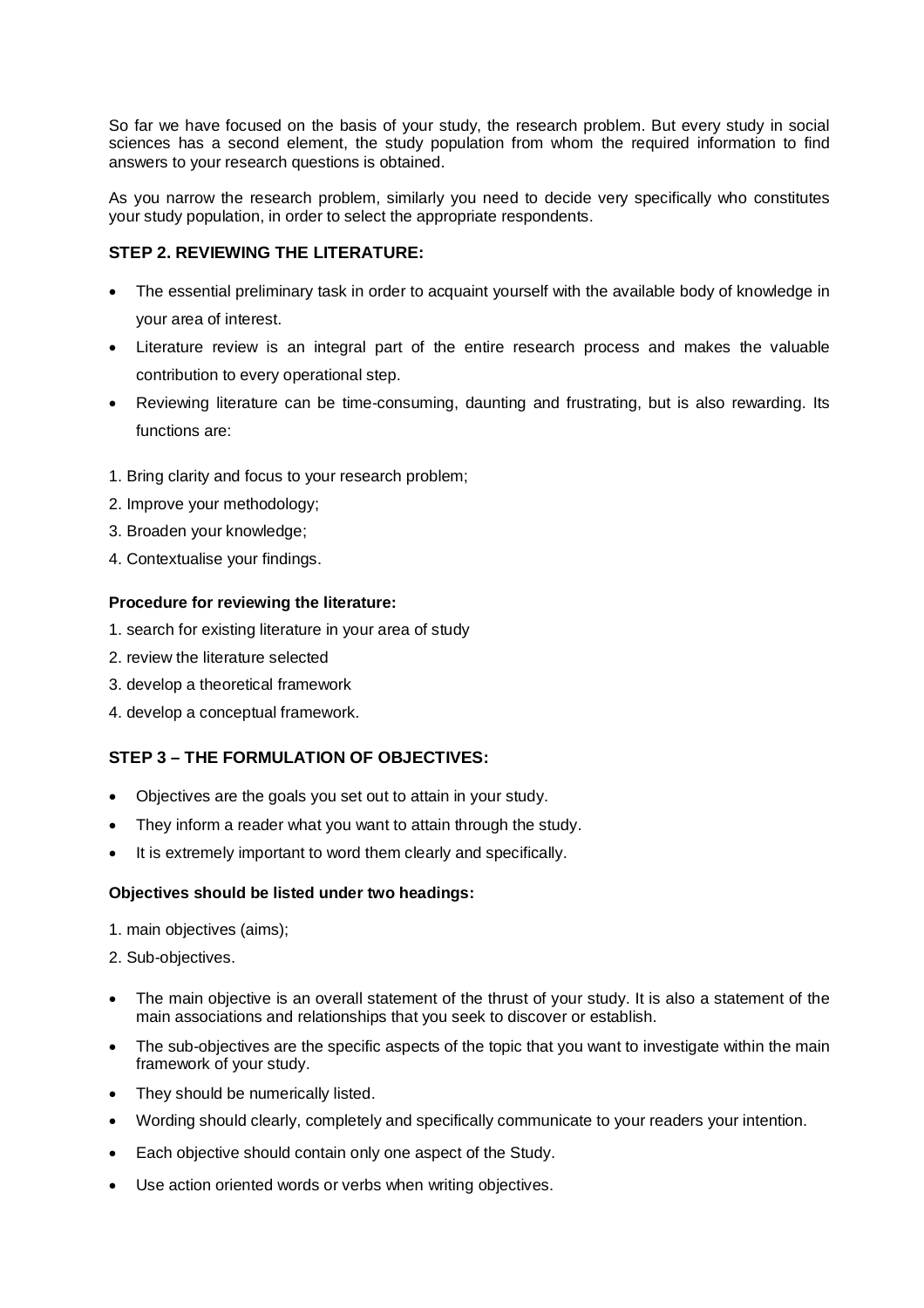So far we have focused on the basis of your study, the research problem. But every study in social sciences has a second element, the study population from whom the required information to find answers to your research questions is obtained.

As you narrow the research problem, similarly you need to decide very specifically who constitutes your study population, in order to select the appropriate respondents.

### STEP 2. REVIEWING THE LITERATURE:

- The essential preliminary task in order to acquaint yourself with the available body of knowledge in your area of interest.
- Literature review is an integral part of the entire research process and makes the valuable contribution to every operational step.
- Reviewing literature can be time-consuming, daunting and frustrating, but is also rewarding. Its functions are:

1. Bring clarity and focus to your research problem;
2. Improve your methodology;
3. Broaden your knowledge;
4. Contextualise your findings.

**Procedure for reviewing the literature:**

1. search for existing literature in your area of study
2. review the literature selected
3. develop a theoretical framework
4. develop a conceptual framework.

### STEP 3 – THE FORMULATION OF OBJECTIVES:

- Objectives are the goals you set out to attain in your study.
- They inform a reader what you want to attain through the study.
- It is extremely important to word them clearly and specifically.

**Objectives should be listed under two headings:**

1. main objectives (aims);
2. Sub-objectives.

- The main objective is an overall statement of the thrust of your study. It is also a statement of the main associations and relationships that you seek to discover or establish.
- The sub-objectives are the specific aspects of the topic that you want to investigate within the main framework of your study.
- They should be numerically listed.
- Wording should clearly, completely and specifically communicate to your readers your intention.
- Each objective should contain only one aspect of the Study.
- Use action oriented words or verbs when writing objectives.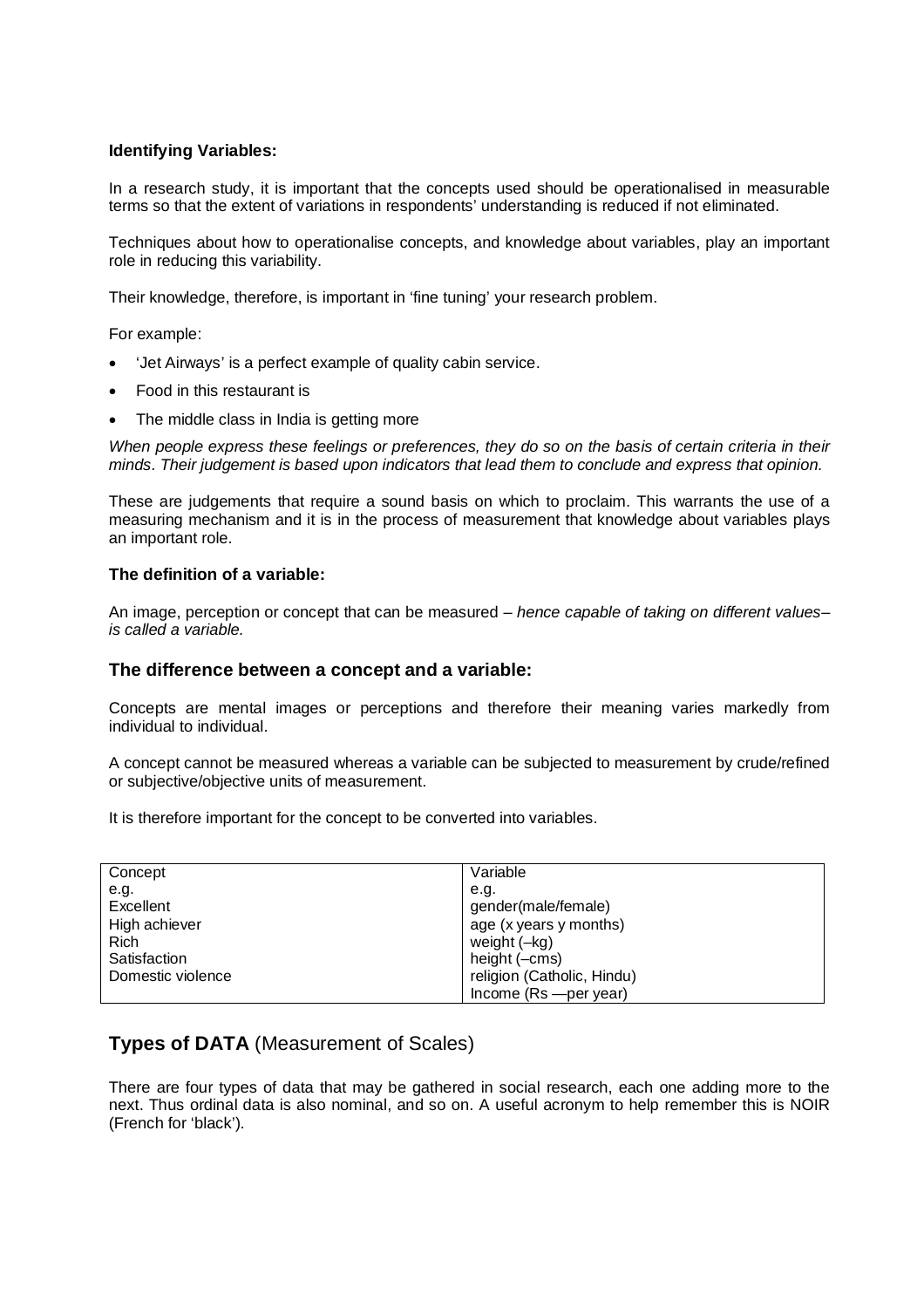**Identifying Variables:**

In a research study, it is important that the concepts used should be operationalised in measurable terms so that the extent of variations in respondents' understanding is reduced if not eliminated.

Techniques about how to operationalise concepts, and knowledge about variables, play an important role in reducing this variability.

Their knowledge, therefore, is important in 'fine tuning' your research problem.

For example:

- 'Jet Airways' is a perfect example of quality cabin service.
- Food in this restaurant is
- The middle class in India is getting more

*When people express these feelings or preferences, they do so on the basis of certain criteria in their minds. Their judgement is based upon indicators that lead them to conclude and express that opinion.*

These are judgements that require a sound basis on which to proclaim. This warrants the use of a measuring mechanism and it is in the process of measurement that knowledge about variables plays an important role.

**The definition of a variable:**

An image, perception or concept that can be measured – *hence capable of taking on different values– is called a variable.*

### The difference between a concept and a variable:

Concepts are mental images or perceptions and therefore their meaning varies markedly from individual to individual.

A concept cannot be measured whereas a variable can be subjected to measurement by crude/refined or subjective/objective units of measurement.

It is therefore important for the concept to be converted into variables.

| Concept | Variable |
|---|---|
| e.g. | e.g. |
| Excellent | gender(male/female) |
| High achiever | age (x years y months) |
| Rich | weight (–kg) |
| Satisfaction | height (–cms) |
| Domestic violence | religion (Catholic, Hindu) |
| | Income (Rs —per year) |

## **Types of DATA** (Measurement of Scales)

There are four types of data that may be gathered in social research, each one adding more to the next. Thus ordinal data is also nominal, and so on. A useful acronym to help remember this is NOIR (French for 'black').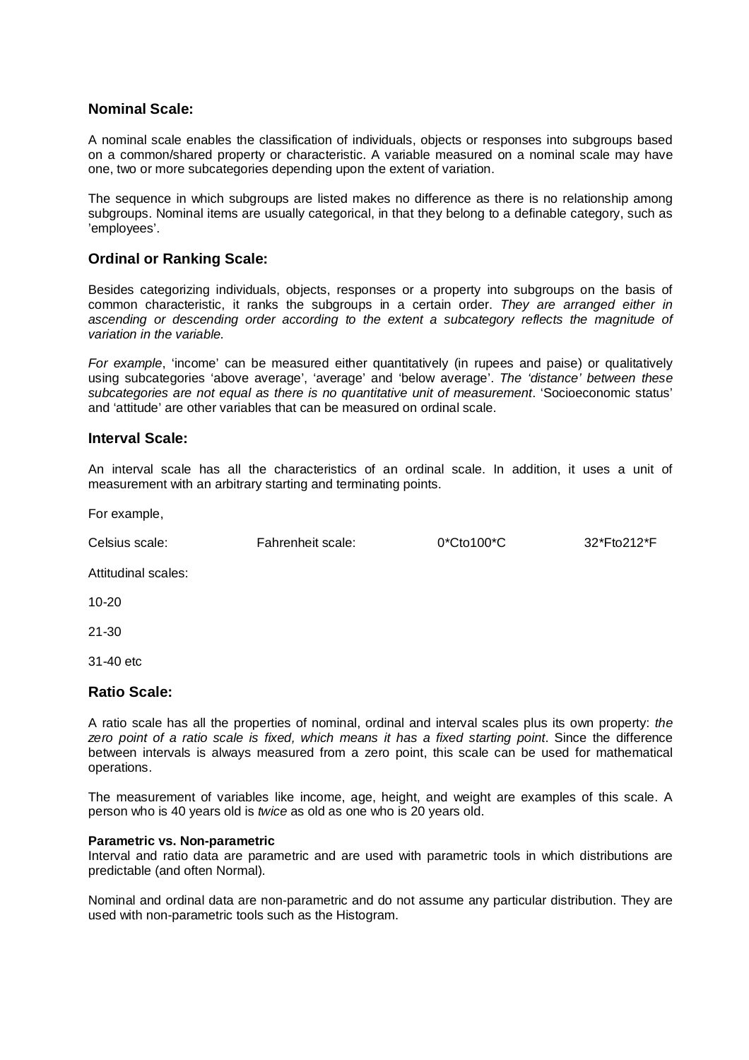## Nominal Scale:

A nominal scale enables the classification of individuals, objects or responses into subgroups based on a common/shared property or characteristic. A variable measured on a nominal scale may have one, two or more subcategories depending upon the extent of variation.

The sequence in which subgroups are listed makes no difference as there is no relationship among subgroups. Nominal items are usually categorical, in that they belong to a definable category, such as 'employees'.

## Ordinal or Ranking Scale:

Besides categorizing individuals, objects, responses or a property into subgroups on the basis of common characteristic, it ranks the subgroups in a certain order. *They are arranged either in ascending or descending order according to the extent a subcategory reflects the magnitude of variation in the variable.*

*For example*, 'income' can be measured either quantitatively (in rupees and paise) or qualitatively using subcategories 'above average', 'average' and 'below average'. *The 'distance' between these subcategories are not equal as there is no quantitative unit of measurement*. 'Socioeconomic status' and 'attitude' are other variables that can be measured on ordinal scale.

## Interval Scale:

An interval scale has all the characteristics of an ordinal scale. In addition, it uses a unit of measurement with an arbitrary starting and terminating points.

For example,

Celsius scale: Fahrenheit scale: 0*Cto100*C 32*Fto212*F

Attitudinal scales:

10-20

21-30

31-40 etc

## Ratio Scale:

A ratio scale has all the properties of nominal, ordinal and interval scales plus its own property: *the zero point of a ratio scale is fixed, which means it has a fixed starting point*. Since the difference between intervals is always measured from a zero point, this scale can be used for mathematical operations.

The measurement of variables like income, age, height, and weight are examples of this scale. A person who is 40 years old is *twice* as old as one who is 20 years old.

**Parametric vs. Non-parametric**

Interval and ratio data are parametric and are used with parametric tools in which distributions are predictable (and often Normal).

Nominal and ordinal data are non-parametric and do not assume any particular distribution. They are used with non-parametric tools such as the Histogram.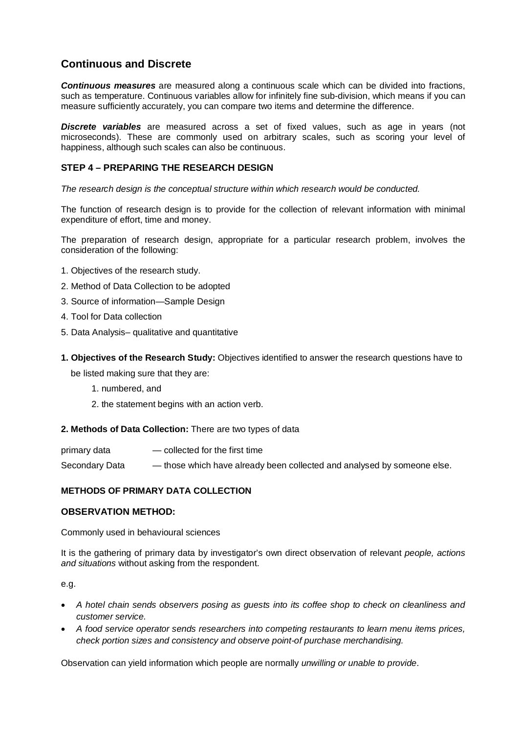## Continuous and Discrete

***Continuous measures*** are measured along a continuous scale which can be divided into fractions, such as temperature. Continuous variables allow for infinitely fine sub-division, which means if you can measure sufficiently accurately, you can compare two items and determine the difference.

***Discrete variables*** are measured across a set of fixed values, such as age in years (not microseconds). These are commonly used on arbitrary scales, such as scoring your level of happiness, although such scales can also be continuous.

### STEP 4 – PREPARING THE RESEARCH DESIGN

*The research design is the conceptual structure within which research would be conducted.*

The function of research design is to provide for the collection of relevant information with minimal expenditure of effort, time and money.

The preparation of research design, appropriate for a particular research problem, involves the consideration of the following:

1. Objectives of the research study.
2. Method of Data Collection to be adopted
3. Source of information—Sample Design
4. Tool for Data collection
5. Data Analysis– qualitative and quantitative

**1. Objectives of the Research Study:** Objectives identified to answer the research questions have to be listed making sure that they are:

1. numbered, and
2. the statement begins with an action verb.

**2. Methods of Data Collection:** There are two types of data

primary data — collected for the first time

Secondary Data — those which have already been collected and analysed by someone else.

### METHODS OF PRIMARY DATA COLLECTION

#### OBSERVATION METHOD:

Commonly used in behavioural sciences

It is the gathering of primary data by investigator's own direct observation of relevant *people, actions and situations* without asking from the respondent.

e.g.

- *A hotel chain sends observers posing as guests into its coffee shop to check on cleanliness and customer service.*
- *A food service operator sends researchers into competing restaurants to learn menu items prices, check portion sizes and consistency and observe point-of purchase merchandising.*

Observation can yield information which people are normally *unwilling or unable to provide*.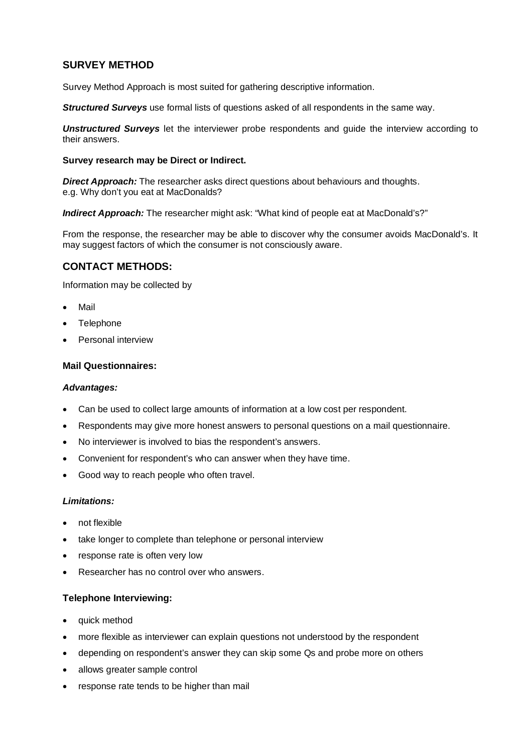## SURVEY METHOD

Survey Method Approach is most suited for gathering descriptive information.

***Structured Surveys*** use formal lists of questions asked of all respondents in the same way.

***Unstructured Surveys*** let the interviewer probe respondents and guide the interview according to their answers.

**Survey research may be Direct or Indirect.**

***Direct Approach:*** The researcher asks direct questions about behaviours and thoughts.
e.g. Why don't you eat at MacDonalds?

***Indirect Approach:*** The researcher might ask: "What kind of people eat at MacDonald's?"

From the response, the researcher may be able to discover why the consumer avoids MacDonald's. It may suggest factors of which the consumer is not consciously aware.

## CONTACT METHODS:

Information may be collected by

- Mail
- Telephone
- Personal interview

### Mail Questionnaires:

***Advantages:***

- Can be used to collect large amounts of information at a low cost per respondent.
- Respondents may give more honest answers to personal questions on a mail questionnaire.
- No interviewer is involved to bias the respondent's answers.
- Convenient for respondent's who can answer when they have time.
- Good way to reach people who often travel.

***Limitations:***

- not flexible
- take longer to complete than telephone or personal interview
- response rate is often very low
- Researcher has no control over who answers.

### Telephone Interviewing:

- quick method
- more flexible as interviewer can explain questions not understood by the respondent
- depending on respondent's answer they can skip some Qs and probe more on others
- allows greater sample control
- response rate tends to be higher than mail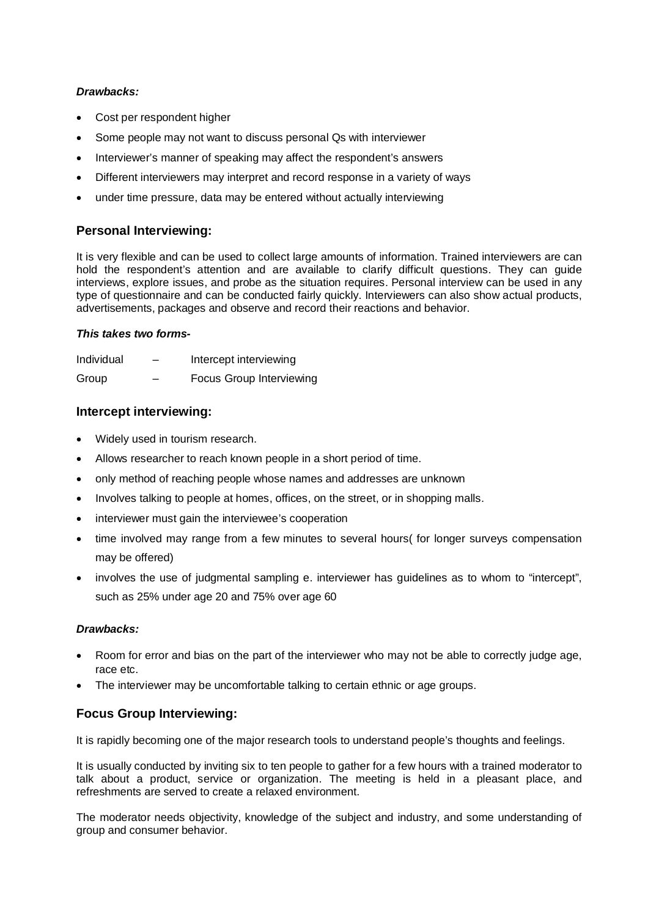***Drawbacks:***

- Cost per respondent higher
- Some people may not want to discuss personal Qs with interviewer
- Interviewer's manner of speaking may affect the respondent's answers
- Different interviewers may interpret and record response in a variety of ways
- under time pressure, data may be entered without actually interviewing

## Personal Interviewing:

It is very flexible and can be used to collect large amounts of information. Trained interviewers are can hold the respondent's attention and are available to clarify difficult questions. They can guide interviews, explore issues, and probe as the situation requires. Personal interview can be used in any type of questionnaire and can be conducted fairly quickly. Interviewers can also show actual products, advertisements, packages and observe and record their reactions and behavior.

***This takes two forms-***

Individual – Intercept interviewing

Group – Focus Group Interviewing

## Intercept interviewing:

- Widely used in tourism research.
- Allows researcher to reach known people in a short period of time.
- only method of reaching people whose names and addresses are unknown
- Involves talking to people at homes, offices, on the street, or in shopping malls.
- interviewer must gain the interviewee's cooperation
- time involved may range from a few minutes to several hours( for longer surveys compensation may be offered)
- involves the use of judgmental sampling e. interviewer has guidelines as to whom to "intercept", such as 25% under age 20 and 75% over age 60

***Drawbacks:***

- Room for error and bias on the part of the interviewer who may not be able to correctly judge age, race etc.
- The interviewer may be uncomfortable talking to certain ethnic or age groups.

## Focus Group Interviewing:

It is rapidly becoming one of the major research tools to understand people's thoughts and feelings.

It is usually conducted by inviting six to ten people to gather for a few hours with a trained moderator to talk about a product, service or organization. The meeting is held in a pleasant place, and refreshments are served to create a relaxed environment.

The moderator needs objectivity, knowledge of the subject and industry, and some understanding of group and consumer behavior.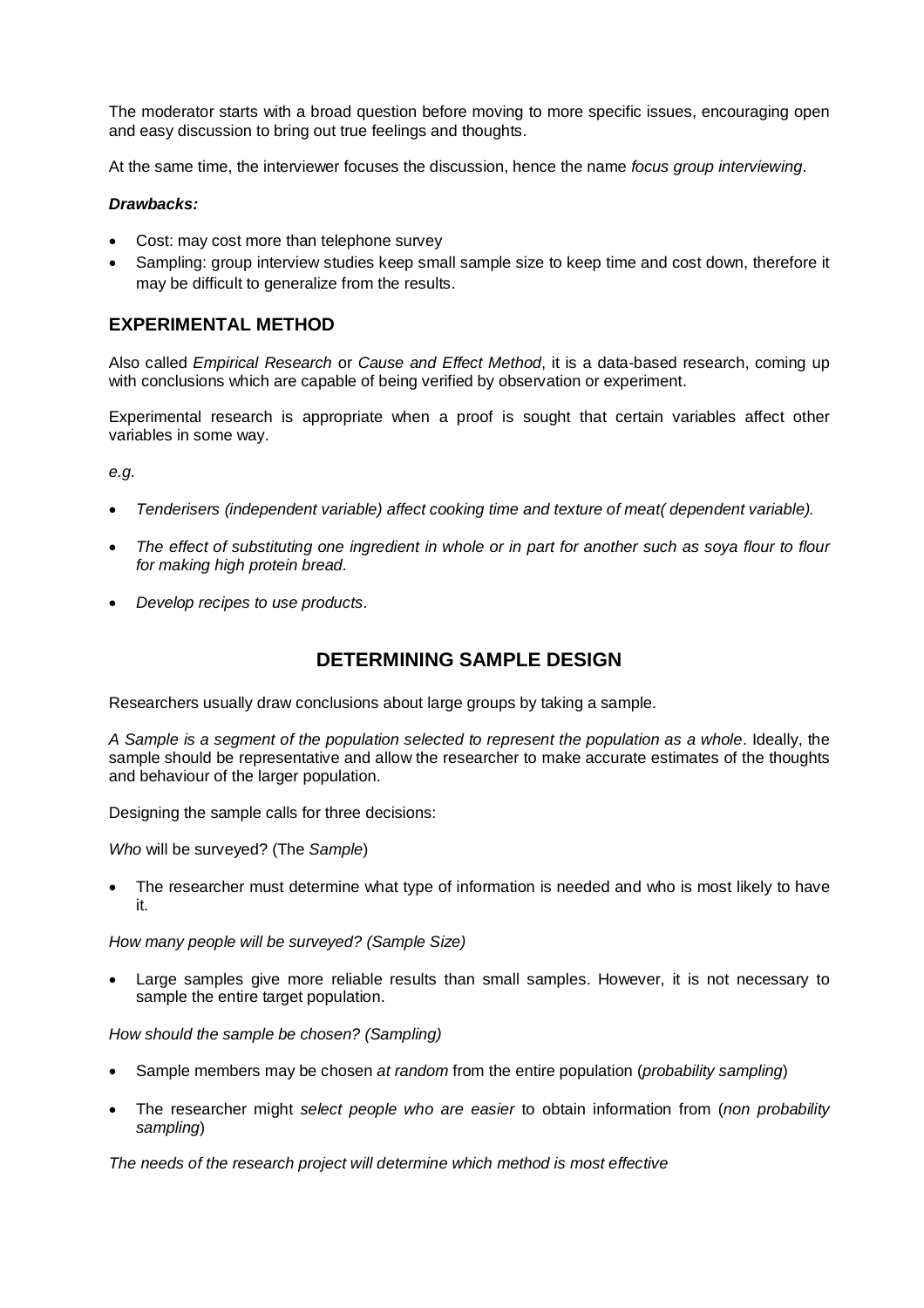The moderator starts with a broad question before moving to more specific issues, encouraging open and easy discussion to bring out true feelings and thoughts.

At the same time, the interviewer focuses the discussion, hence the name *focus group interviewing*.

***Drawbacks:***

- Cost: may cost more than telephone survey
- Sampling: group interview studies keep small sample size to keep time and cost down, therefore it may be difficult to generalize from the results.

## EXPERIMENTAL METHOD

Also called *Empirical Research* or *Cause and Effect Method*, it is a data-based research, coming up with conclusions which are capable of being verified by observation or experiment.

Experimental research is appropriate when a proof is sought that certain variables affect other variables in some way.

*e.g.*

- *Tenderisers (independent variable) affect cooking time and texture of meat( dependent variable).*
- *The effect of substituting one ingredient in whole or in part for another such as soya flour to flour for making high protein bread.*
- *Develop recipes to use products.*

## DETERMINING SAMPLE DESIGN

Researchers usually draw conclusions about large groups by taking a sample.

*A Sample is a segment of the population selected to represent the population as a whole*. Ideally, the sample should be representative and allow the researcher to make accurate estimates of the thoughts and behaviour of the larger population.

Designing the sample calls for three decisions:

*Who* will be surveyed? (The *Sample*)

- The researcher must determine what type of information is needed and who is most likely to have it.

*How many people will be surveyed? (Sample Size)*

- Large samples give more reliable results than small samples. However, it is not necessary to sample the entire target population.

*How should the sample be chosen? (Sampling)*

- Sample members may be chosen *at random* from the entire population (*probability sampling*)
- The researcher might *select people who are easier* to obtain information from (*non probability sampling*)

*The needs of the research project will determine which method is most effective*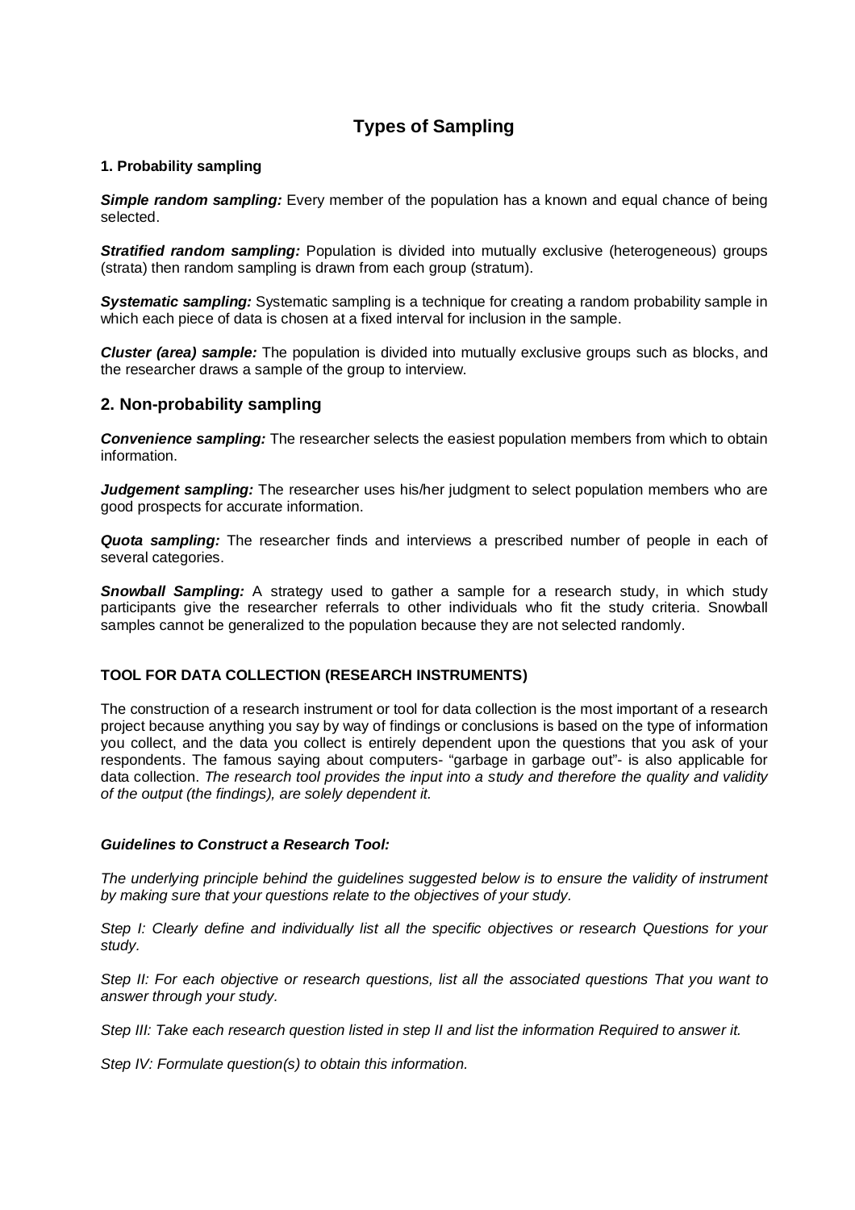# Types of Sampling

**1. Probability sampling**

***Simple random sampling:*** Every member of the population has a known and equal chance of being selected.

***Stratified random sampling:*** Population is divided into mutually exclusive (heterogeneous) groups (strata) then random sampling is drawn from each group (stratum).

***Systematic sampling:*** Systematic sampling is a technique for creating a random probability sample in which each piece of data is chosen at a fixed interval for inclusion in the sample.

***Cluster (area) sample:*** The population is divided into mutually exclusive groups such as blocks, and the researcher draws a sample of the group to interview.

## 2. Non-probability sampling

***Convenience sampling:*** The researcher selects the easiest population members from which to obtain information.

***Judgement sampling:*** The researcher uses his/her judgment to select population members who are good prospects for accurate information.

***Quota sampling:*** The researcher finds and interviews a prescribed number of people in each of several categories.

***Snowball Sampling:*** A strategy used to gather a sample for a research study, in which study participants give the researcher referrals to other individuals who fit the study criteria. Snowball samples cannot be generalized to the population because they are not selected randomly.

**TOOL FOR DATA COLLECTION (RESEARCH INSTRUMENTS)**

The construction of a research instrument or tool for data collection is the most important of a research project because anything you say by way of findings or conclusions is based on the type of information you collect, and the data you collect is entirely dependent upon the questions that you ask of your respondents. The famous saying about computers- "garbage in garbage out"- is also applicable for data collection. *The research tool provides the input into a study and therefore the quality and validity of the output (the findings), are solely dependent it.*

***Guidelines to Construct a Research Tool:***

*The underlying principle behind the guidelines suggested below is to ensure the validity of instrument by making sure that your questions relate to the objectives of your study.*

*Step I: Clearly define and individually list all the specific objectives or research Questions for your study.*

*Step II: For each objective or research questions, list all the associated questions That you want to answer through your study.*

*Step III: Take each research question listed in step II and list the information Required to answer it.*

*Step IV: Formulate question(s) to obtain this information.*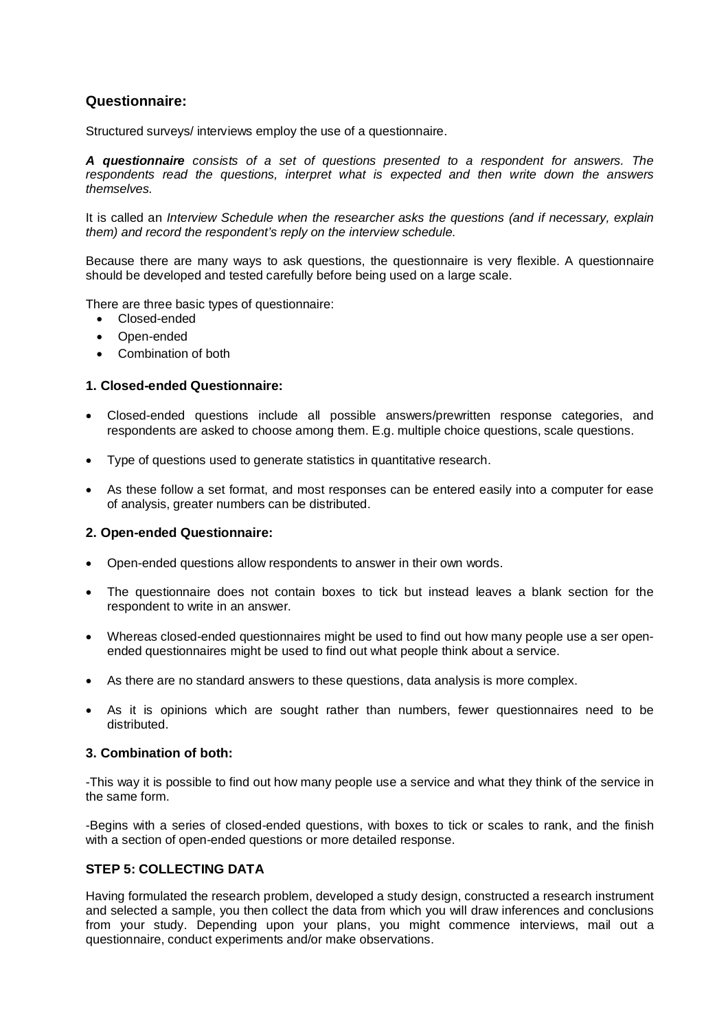## Questionnaire:

Structured surveys/ interviews employ the use of a questionnaire.

***A questionnaire** consists of a set of questions presented to a respondent for answers. The respondents read the questions, interpret what is expected and then write down the answers themselves.*

It is called an *Interview Schedule when the researcher asks the questions (and if necessary, explain them) and record the respondent's reply on the interview schedule.*

Because there are many ways to ask questions, the questionnaire is very flexible. A questionnaire should be developed and tested carefully before being used on a large scale.

There are three basic types of questionnaire:

- Closed-ended
- Open-ended
- Combination of both

### 1. Closed-ended Questionnaire:

- Closed-ended questions include all possible answers/prewritten response categories, and respondents are asked to choose among them. E.g. multiple choice questions, scale questions.
- Type of questions used to generate statistics in quantitative research.
- As these follow a set format, and most responses can be entered easily into a computer for ease of analysis, greater numbers can be distributed.

### 2. Open-ended Questionnaire:

- Open-ended questions allow respondents to answer in their own words.
- The questionnaire does not contain boxes to tick but instead leaves a blank section for the respondent to write in an answer.
- Whereas closed-ended questionnaires might be used to find out how many people use a ser open-ended questionnaires might be used to find out what people think about a service.
- As there are no standard answers to these questions, data analysis is more complex.
- As it is opinions which are sought rather than numbers, fewer questionnaires need to be distributed.

### 3. Combination of both:

-This way it is possible to find out how many people use a service and what they think of the service in the same form.

-Begins with a series of closed-ended questions, with boxes to tick or scales to rank, and the finish with a section of open-ended questions or more detailed response.

### STEP 5: COLLECTING DATA

Having formulated the research problem, developed a study design, constructed a research instrument and selected a sample, you then collect the data from which you will draw inferences and conclusions from your study. Depending upon your plans, you might commence interviews, mail out a questionnaire, conduct experiments and/or make observations.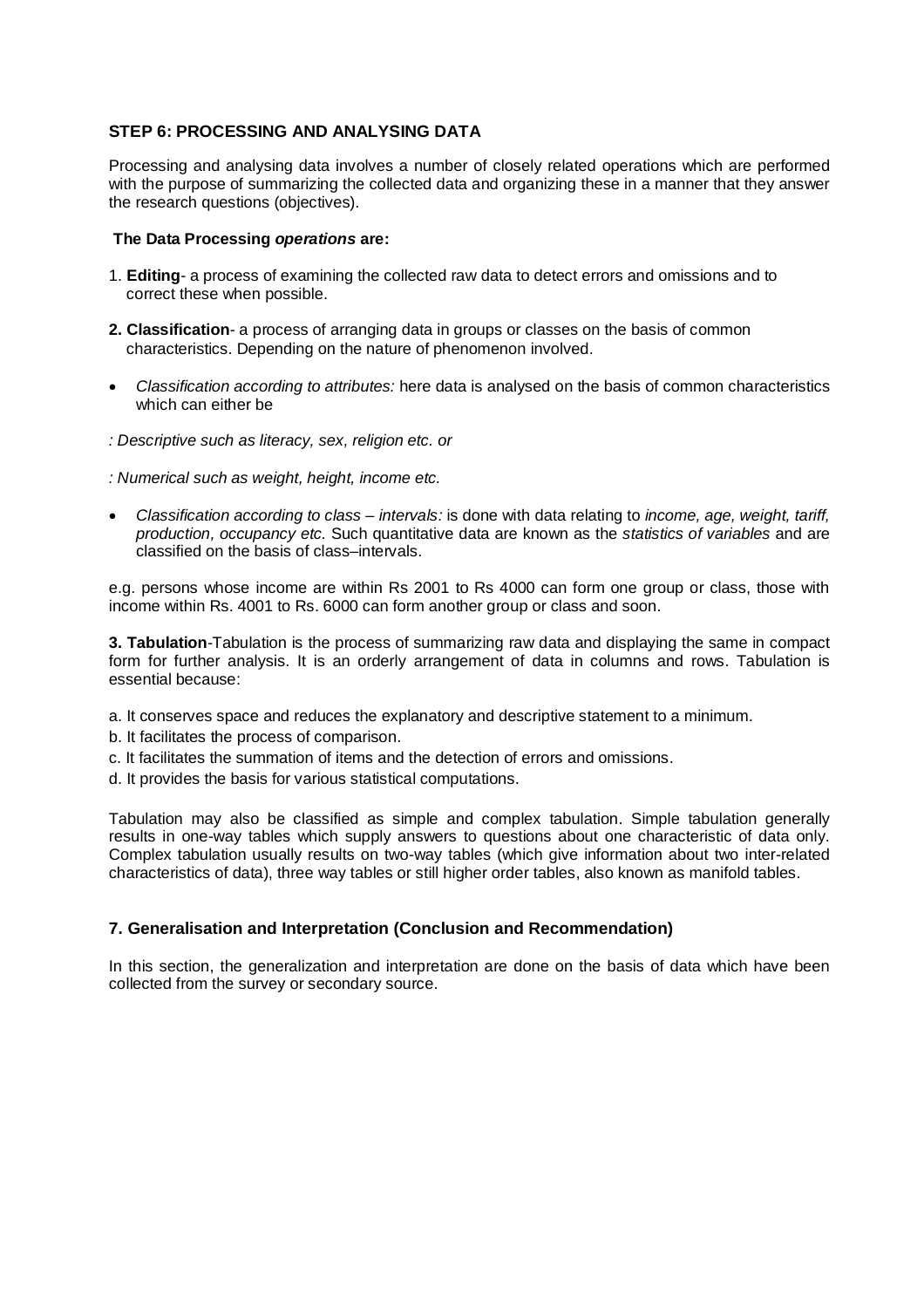### STEP 6: PROCESSING AND ANALYSING DATA

Processing and analysing data involves a number of closely related operations which are performed with the purpose of summarizing the collected data and organizing these in a manner that they answer the research questions (objectives).

**The Data Processing *operations* are:**

1. **Editing**- a process of examining the collected raw data to detect errors and omissions and to correct these when possible.

**2. Classification**- a process of arranging data in groups or classes on the basis of common characteristics. Depending on the nature of phenomenon involved.

- *Classification according to attributes:* here data is analysed on the basis of common characteristics which can either be

*: Descriptive such as literacy, sex, religion etc. or*

*: Numerical such as weight, height, income etc.*

- *Classification according to class – intervals:* is done with data relating to *income, age, weight, tariff, production, occupancy etc.* Such quantitative data are known as the *statistics of variables* and are classified on the basis of class–intervals.

e.g. persons whose income are within Rs 2001 to Rs 4000 can form one group or class, those with income within Rs. 4001 to Rs. 6000 can form another group or class and soon.

**3. Tabulation**-Tabulation is the process of summarizing raw data and displaying the same in compact form for further analysis. It is an orderly arrangement of data in columns and rows. Tabulation is essential because:

a. It conserves space and reduces the explanatory and descriptive statement to a minimum.
b. It facilitates the process of comparison.
c. It facilitates the summation of items and the detection of errors and omissions.
d. It provides the basis for various statistical computations.

Tabulation may also be classified as simple and complex tabulation. Simple tabulation generally results in one-way tables which supply answers to questions about one characteristic of data only. Complex tabulation usually results on two-way tables (which give information about two inter-related characteristics of data), three way tables or still higher order tables, also known as manifold tables.

### 7. Generalisation and Interpretation (Conclusion and Recommendation)

In this section, the generalization and interpretation are done on the basis of data which have been collected from the survey or secondary source.